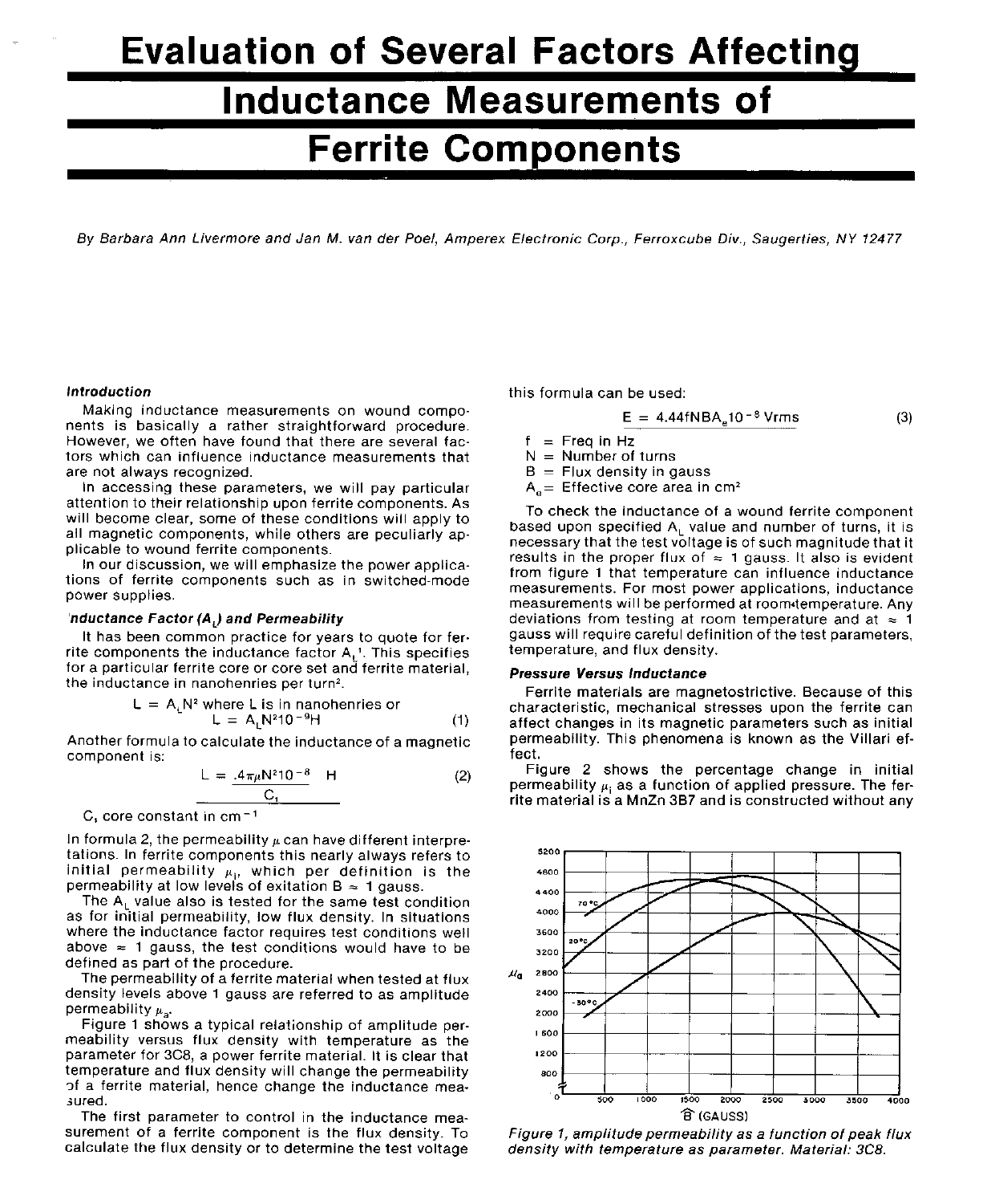# Evaluation of Several Factors Affecting Inductance Measurements of Ferrite Components

*By Barbara Ann Livermore and Jan M. van der Poel, Amperex Electronic Corp., Ferroxcube Div., Saugerties, NY 12477*

### Introduction

Making inductance measurements on wound components is basically a rather straightforward procedure. However, we often have found that there are several factors which can influence inductance measurements that are not always recognized.

In accessing these parameters, we will pay particular attention to their relationship upon ferrite components. As will become clear, some of these conditions will apply to all magnetic components, while others are peculiarly applicable to wound ferrite components.

In our discussion, we will emphasize the power applications of ferrite components such as in switched-mode power supplies.

### Inductance Factor ($A_L$) and Permeability

It has been common practice for years to quote for ferrite components the inductance factor $A_L$[1]. This specifies for a particular ferrite core or core set and ferrite material, the inductance in nanohenries per turn[2].

$$L = A_L N^2 \text{ where L is in nanohenries or}$$
$$L = A_L N^2 10^{-9} \text{H} \quad (1)$$

Another formula to calculate the inductance of a magnetic component is:

$$L = \frac{.4\pi\mu N^2 10^{-8}}{C_1} \text{ H} \quad (2)$$

$C_1$ core constant in $\text{cm}^{-1}$

In formula 2, the permeability $\mu$ can have different interpretations. In ferrite components this nearly always refers to initial permeability $\mu_i$, which per definition is the permeability at low levels of exitation $B \approx 1$ gauss.

The $A_L$ value also is tested for the same test condition as for initial permeability, low flux density. In situations where the inductance factor requires test conditions well above $\approx 1$ gauss, the test conditions would have to be defined as part of the procedure.

The permeability of a ferrite material when tested at flux density levels above 1 gauss are referred to as amplitude permeability $\mu_a$.

Figure 1 shows a typical relationship of amplitude permeability versus flux density with temperature as the parameter for 3C8, a power ferrite material. It is clear that temperature and flux density will change the permeability of a ferrite material, hence change the inductance measured.

The first parameter to control in the inductance measurement of a ferrite component is the flux density. To calculate the flux density or to determine the test voltage this formula can be used:

$$E = 4.44 f N B A_e 10^{-8} \text{ Vrms} \quad (3)$$

- f = Freq in Hz
- N = Number of turns
- B = Flux density in gauss
- $A_e$ = Effective core area in $\text{cm}^2$

To check the inductance of a wound ferrite component based upon specified $A_L$ value and number of turns, it is necessary that the test voltage is of such magnitude that it results in the proper flux of $\approx 1$ gauss. It also is evident from figure 1 that temperature can influence inductance measurements. For most power applications, inductance measurements will be performed at room temperature. Any deviations from testing at room temperature and at $\approx 1$ gauss will require careful definition of the test parameters, temperature, and flux density.

### Pressure Versus Inductance

Ferrite materials are magnetostrictive. Because of this characteristic, mechanical stresses upon the ferrite can affect changes in its magnetic parameters such as initial permeability. This phenomena is known as the Villari effect.

Figure 2 shows the percentage change in initial permeability $\mu_i$ as a function of applied pressure. The ferrite material is a MnZn 3B7 and is constructed without any

*Figure 1, amplitude permeability as a function of peak flux density with temperature as parameter. Material: 3C8.*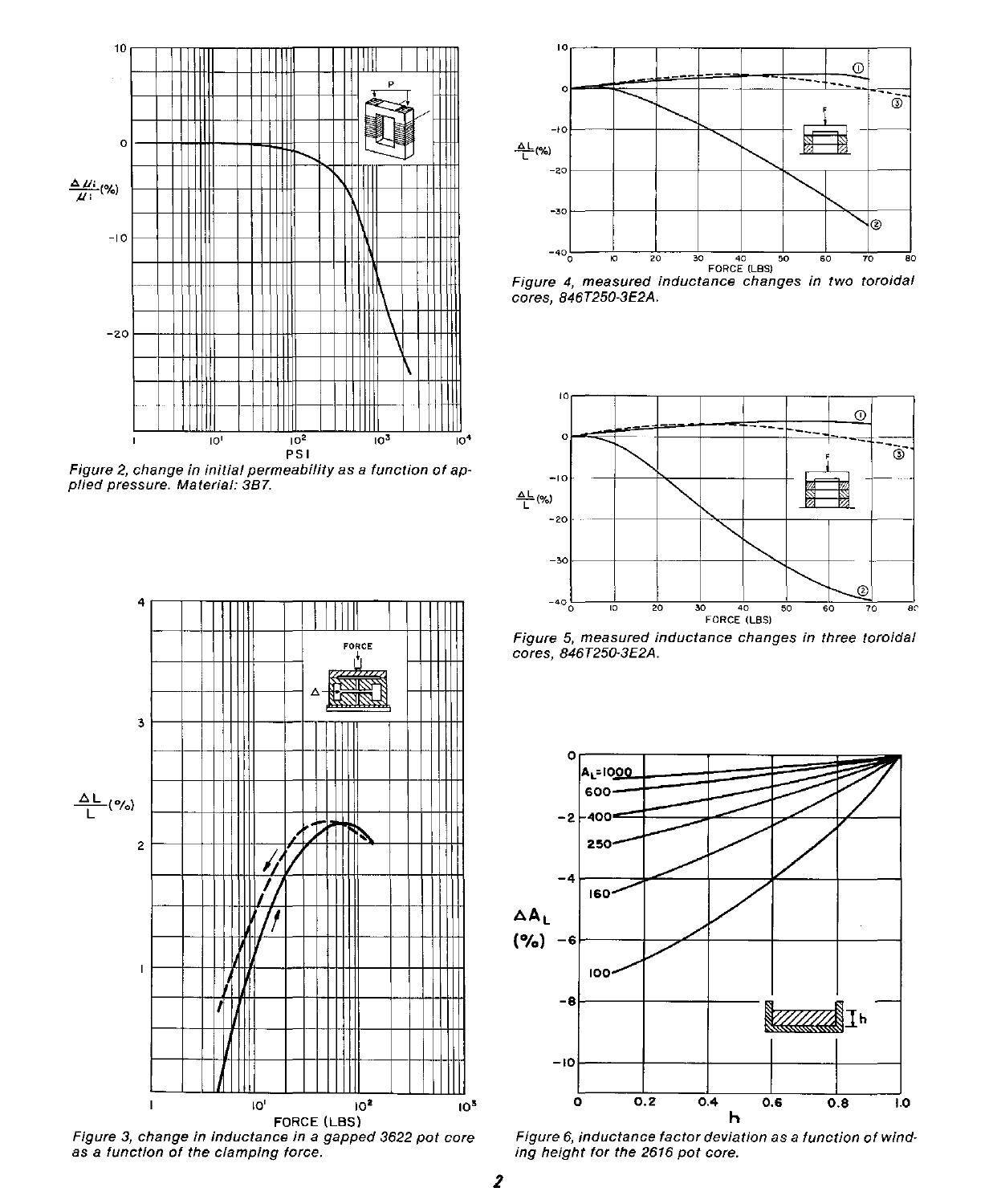Figure 2, change in initial permeability as a function of applied pressure. Material: 3B7.

Figure 3, change in inductance in a gapped 3622 pot core as a function of the clamping force.

Figure 4, measured inductance changes in two toroidal cores, 846T250-3E2A.

Figure 5, measured inductance changes in three toroidal cores, 846T250-3E2A.

Figure 6, inductance factor deviation as a function of winding height for the 2616 pot core.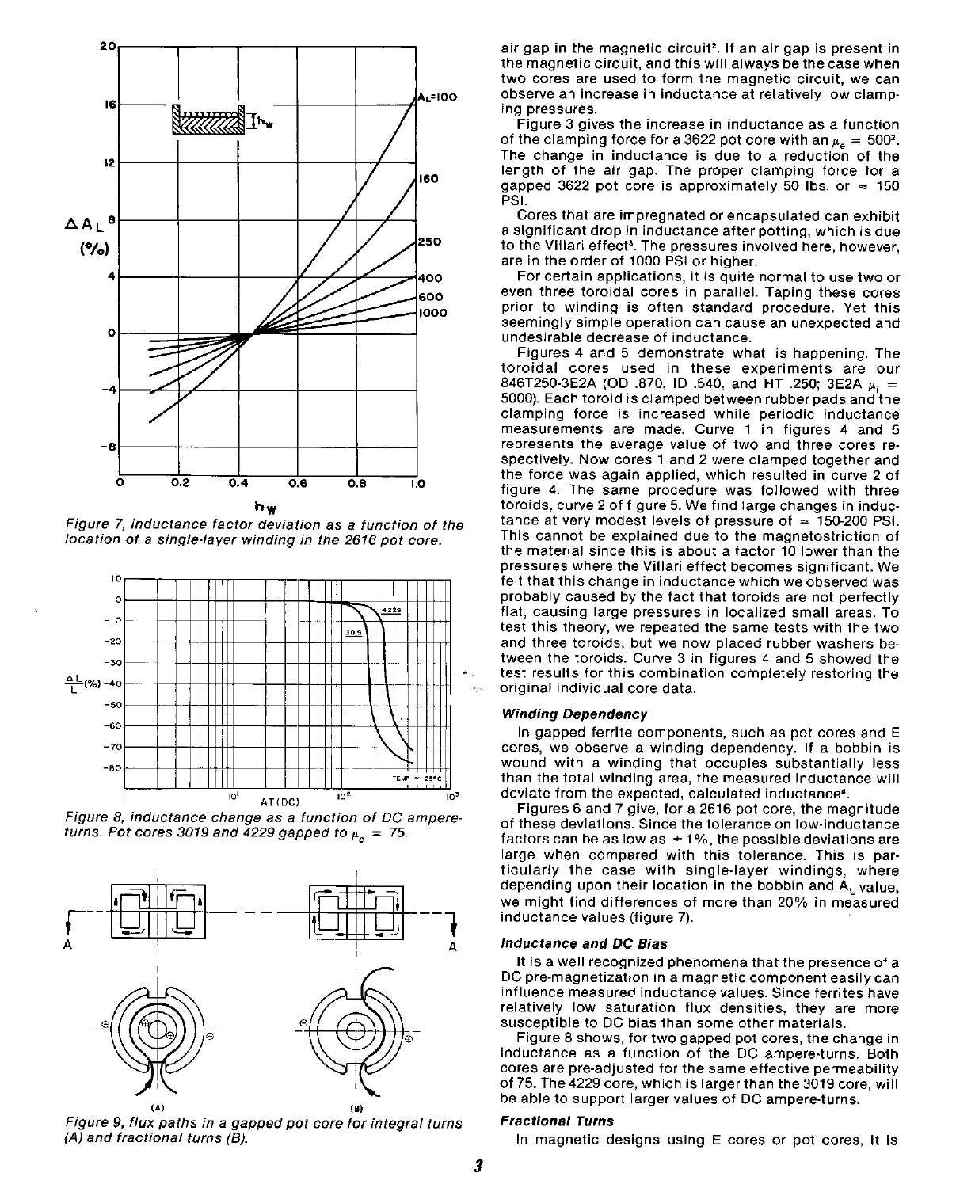Figure 7, inductance factor deviation as a function of the location of a single-layer winding in the 2616 pot core.

Figure 8, inductance change as a function of DC ampere-turns. Pot cores 3019 and 4229 gapped to $\mu_e$ = 75.

Figure 9, flux paths in a gapped pot core for integral turns (A) and fractional turns (B).

air gap in the magnetic circuit[2]. If an air gap is present in the magnetic circuit, and this will always be the case when two cores are used to form the magnetic circuit, we can observe an increase in inductance at relatively low clamping pressures.

Figure 3 gives the increase in inductance as a function of the clamping force for a 3622 pot core with an $\mu_e$ = 500[2]. The change in inductance is due to a reduction of the length of the air gap. The proper clamping force for a gapped 3622 pot core is approximately 50 lbs. or ≈ 150 PSI.

Cores that are impregnated or encapsulated can exhibit a significant drop in inductance after potting, which is due to the Villari effect[3]. The pressures involved here, however, are in the order of 1000 PSI or higher.

For certain applications, it is quite normal to use two or even three toroidal cores in parallel. Taping these cores prior to winding is often standard procedure. Yet this seemingly simple operation can cause an unexpected and undesirable decrease of inductance.

Figures 4 and 5 demonstrate what is happening. The toroidal cores used in these experiments are our 846T250-3E2A (OD .870, ID .540, and HT .250; 3E2A $\mu_i$ = 5000). Each toroid is clamped between rubber pads and the clamping force is increased while periodic inductance measurements are made. Curve 1 in figures 4 and 5 represents the average value of two and three cores respectively. Now cores 1 and 2 were clamped together and the force was again applied, which resulted in curve 2 of figure 4. The same procedure was followed with three toroids, curve 2 of figure 5. We find large changes in inductance at very modest levels of pressure of ≈ 150-200 PSI. This cannot be explained due to the magnetostriction of the material since this is about a factor 10 lower than the pressures where the Villari effect becomes significant. We felt that this change in inductance which we observed was probably caused by the fact that toroids are not perfectly flat, causing large pressures in localized small areas. To test this theory, we repeated the same tests with the two and three toroids, but we now placed rubber washers between the toroids. Curve 3 in figures 4 and 5 showed the test results for this combination completely restoring the original individual core data.

### Winding Dependency

In gapped ferrite components, such as pot cores and E cores, we observe a winding dependency. If a bobbin is wound with a winding that occupies substantially less than the total winding area, the measured inductance will deviate from the expected, calculated inductance[4].

Figures 6 and 7 give, for a 2616 pot core, the magnitude of these deviations. Since the tolerance on low-inductance factors can be as low as ±1%, the possible deviations are large when compared with this tolerance. This is particularly the case with single-layer windings, where depending upon their location in the bobbin and $A_L$ value, we might find differences of more than 20% in measured inductance values (figure 7).

### Inductance and DC Bias

It is a well recognized phenomena that the presence of a DC pre-magnetization in a magnetic component easily can influence measured inductance values. Since ferrites have relatively low saturation flux densities, they are more susceptible to DC bias than some other materials.

Figure 8 shows, for two gapped pot cores, the change in inductance as a function of the DC ampere-turns. Both cores are pre-adjusted for the same effective permeability of 75. The 4229 core, which is larger than the 3019 core, will be able to support larger values of DC ampere-turns.

### Fractional Turns

In magnetic designs using E cores or pot cores, it is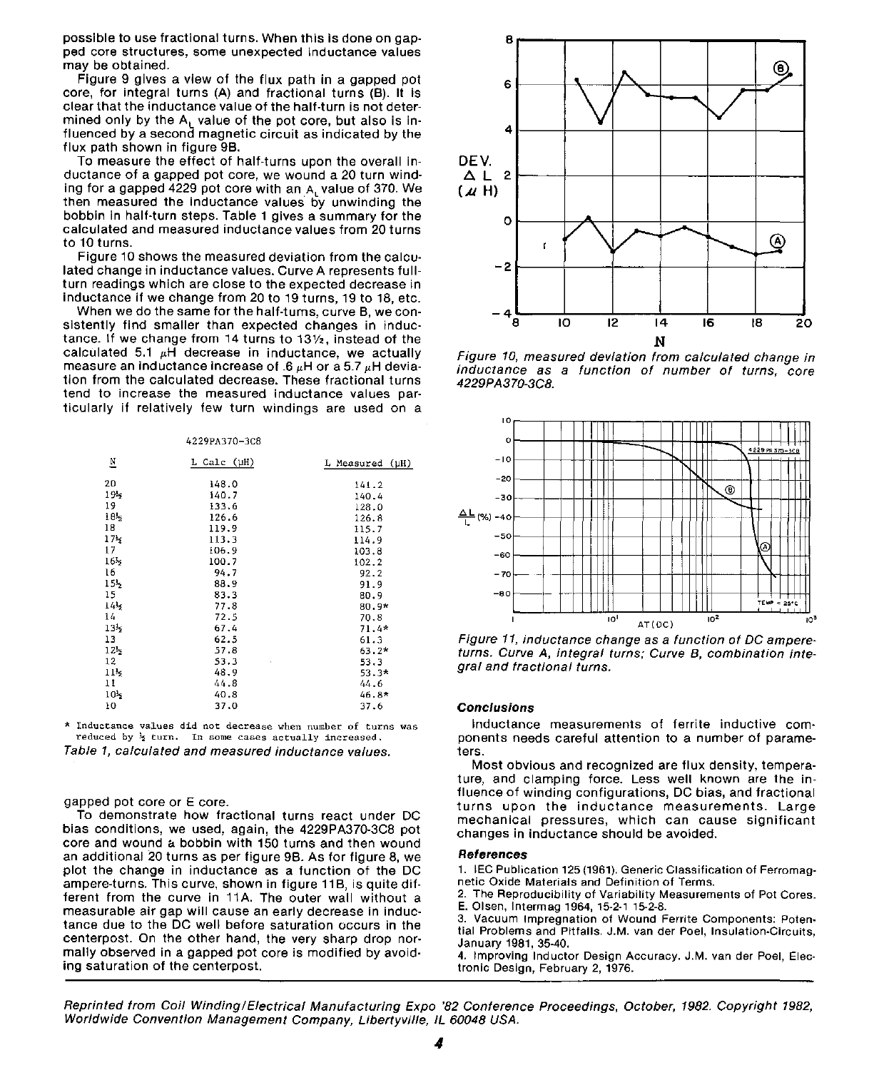possible to use fractional turns. When this is done on gapped core structures, some unexpected inductance values may be obtained.

Figure 9 gives a view of the flux path in a gapped pot core, for integral turns (A) and fractional turns (B). It is clear that the inductance value of the half-turn is not determined only by the $A_L$ value of the pot core, but also is influenced by a second magnetic circuit as indicated by the flux path shown in figure 9B.

To measure the effect of half-turns upon the overall inductance of a gapped pot core, we wound a 20 turn winding for a gapped 4229 pot core with an $A_L$ value of 370. We then measured the inductance values by unwinding the bobbin in half-turn steps. Table 1 gives a summary for the calculated and measured inductance values from 20 turns to 10 turns.

Figure 10 shows the measured deviation from the calculated change in inductance values. Curve A represents full-turn readings which are close to the expected decrease in inductance if we change from 20 to 19 turns, 19 to 18, etc.

When we do the same for the half-turns, curve B, we consistently find smaller than expected changes in inductance. If we change from 14 turns to 13½, instead of the calculated 5.1 μH decrease in inductance, we actually measure an inductance increase of .6 μH or a 5.7 μH deviation from the calculated decrease. These fractional turns tend to increase the measured inductance values particularly if relatively few turn windings are used on a gapped pot core or E core.

4229PA370-3C8

| N | L Calc (μH) | L Measured (μH) |
|---|---|---|
| 20 | 148.0 | 141.2 |
| 19½ | 140.7 | 140.4 |
| 19 | 133.6 | 128.0 |
| 18½ | 126.6 | 126.8 |
| 18 | 119.9 | 115.7 |
| 17½ | 113.3 | 114.9 |
| 17 | 106.9 | 103.8 |
| 16½ | 100.7 | 102.2 |
| 16 | 94.7 | 92.2 |
| 15½ | 88.9 | 91.9 |
| 15 | 83.3 | 80.9 |
| 14½ | 77.8 | 80.9* |
| 14 | 72.5 | 70.8 |
| 13½ | 67.4 | 71.4* |
| 13 | 62.5 | 61.3 |
| 12½ | 57.8 | 63.2* |
| 12 | 53.3 | 53.3 |
| 11½ | 48.9 | 53.3* |
| 11 | 44.8 | 44.6 |
| 10½ | 40.8 | 46.8* |
| 10 | 37.0 | 37.6 |

\* Inductance values did not decrease when number of turns was reduced by ½ turn. In some cases actually increased.

*Table 1, calculated and measured inductance values.*

To demonstrate how fractional turns react under DC bias conditions, we used, again, the 4229PA370-3C8 pot core and wound a bobbin with 150 turns and then wound an additional 20 turns as per figure 9B. As for figure 8, we plot the change in inductance as a function of the DC ampere-turns. This curve, shown in figure 11B, is quite different from the curve in 11A. The outer wall without a measurable air gap will cause an early decrease in inductance due to the DC well before saturation occurs in the centerpost. On the other hand, the very sharp drop normally observed in a gapped pot core is modified by avoiding saturation of the centerpost.

DEV.
Δ L
(μ H)
8
6
4
2
0
-2
-4
8 10 12 14 16 18 20
N
Ⓐ
Ⓑ

*Figure 10, measured deviation from calculated change in inductance as a function of number of turns, core 4229PA370-3C8.*

ΔL/L (%)
10
0
-10
-20
-30
-40
-50
-60
-70
-80
1 10¹ 10² 10³
AT(DC)
4229 PA 370-3C8
TEMP = 25°C
Ⓐ
Ⓑ

*Figure 11, inductance change as a function of DC ampere-turns. Curve A, integral turns; Curve B, combination integral and fractional turns.*

### Conclusions

Inductance measurements of ferrite inductive components needs careful attention to a number of parameters.

Most obvious and recognized are flux density, temperature, and clamping force. Less well known are the influence of winding configurations, DC bias, and fractional turns upon the inductance measurements. Large mechanical pressures, which can cause significant changes in inductance should be avoided.

### References

1. IEC Publication 125 (1961). Generic Classification of Ferromagnetic Oxide Materials and Definition of Terms.
2. The Reproducibility of Variability Measurements of Pot Cores. E. Olsen, Intermag 1964, 15-2-1 15-2-8.
3. Vacuum Impregnation of Wound Ferrite Components: Potential Problems and Pitfalls. J.M. van der Poel, Insulation-Circuits, January 1981, 35-40.
4. Improving Inductor Design Accuracy. J.M. van der Poel, Electronic Design, February 2, 1976.

*Reprinted from Coil Winding/Electrical Manufacturing Expo '82 Conference Proceedings, October, 1982. Copyright 1982, Worldwide Convention Management Company, Libertyville, IL 60048 USA.*